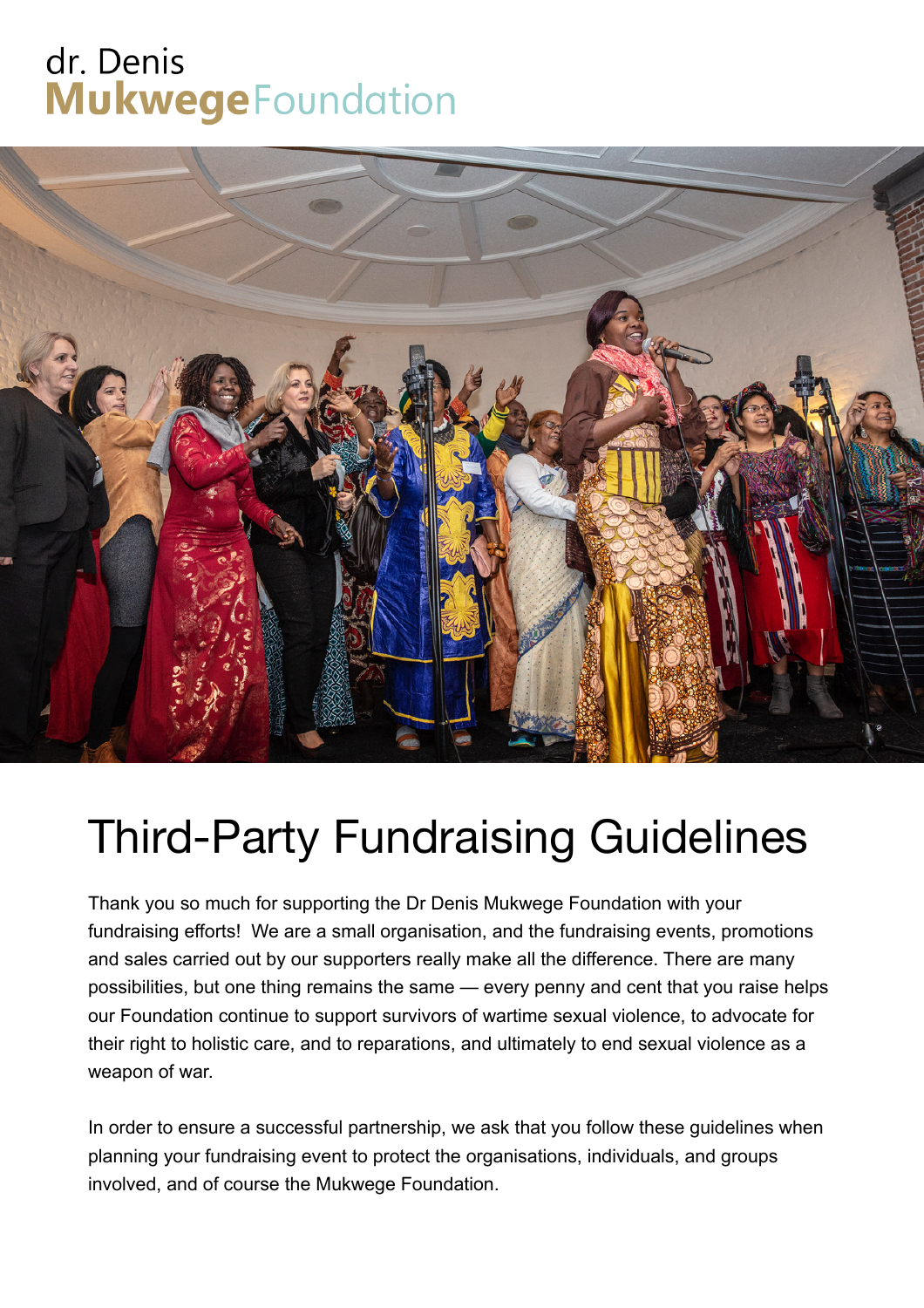dr. Denis
**Mukwege** Foundation

# Third-Party Fundraising Guidelines

Thank you so much for supporting the Dr Denis Mukwege Foundation with your fundraising efforts! We are a small organisation, and the fundraising events, promotions and sales carried out by our supporters really make all the difference. There are many possibilities, but one thing remains the same — every penny and cent that you raise helps our Foundation continue to support survivors of wartime sexual violence, to advocate for their right to holistic care, and to reparations, and ultimately to end sexual violence as a weapon of war.

In order to ensure a successful partnership, we ask that you follow these guidelines when planning your fundraising event to protect the organisations, individuals, and groups involved, and of course the Mukwege Foundation.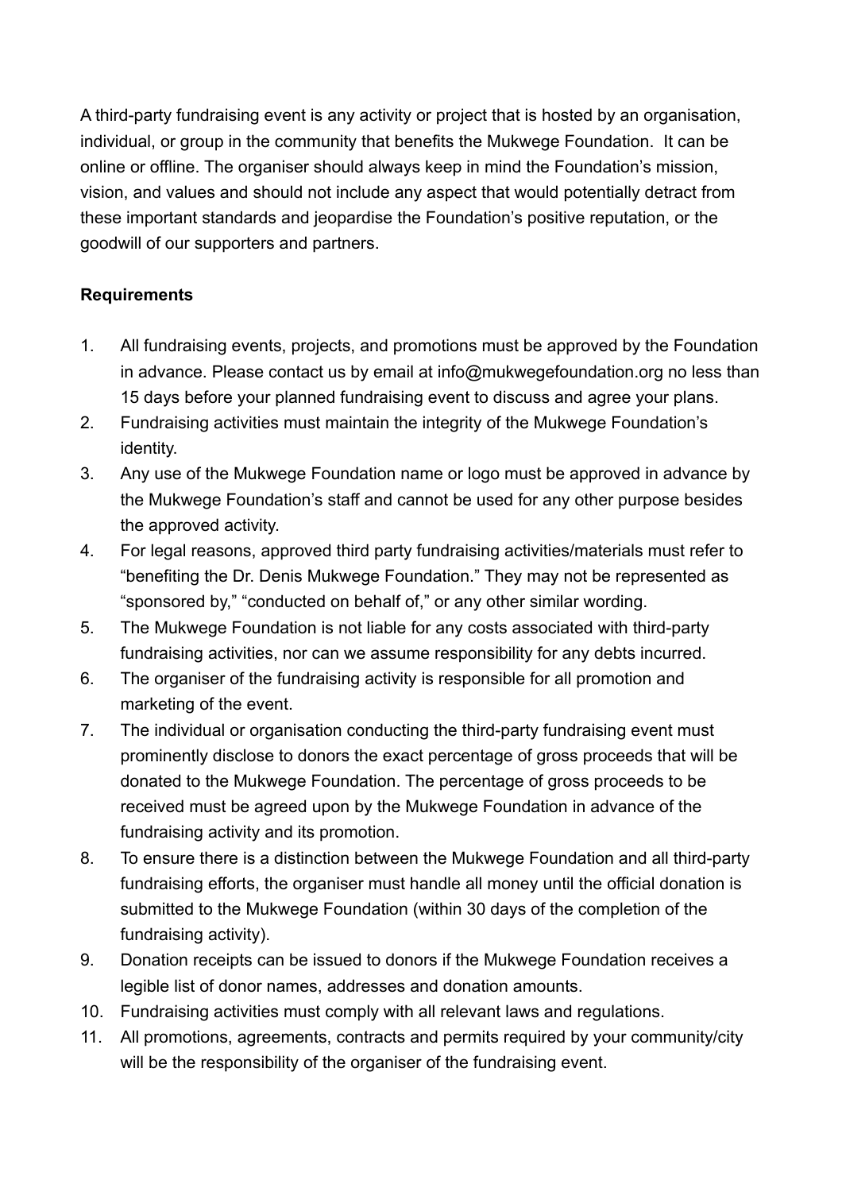A third-party fundraising event is any activity or project that is hosted by an organisation, individual, or group in the community that benefits the Mukwege Foundation. It can be online or offline. The organiser should always keep in mind the Foundation's mission, vision, and values and should not include any aspect that would potentially detract from these important standards and jeopardise the Foundation's positive reputation, or the goodwill of our supporters and partners.

**Requirements**

1. All fundraising events, projects, and promotions must be approved by the Foundation in advance. Please contact us by email at info@mukwegefoundation.org no less than 15 days before your planned fundraising event to discuss and agree your plans.
2. Fundraising activities must maintain the integrity of the Mukwege Foundation's identity.
3. Any use of the Mukwege Foundation name or logo must be approved in advance by the Mukwege Foundation's staff and cannot be used for any other purpose besides the approved activity.
4. For legal reasons, approved third party fundraising activities/materials must refer to "benefiting the Dr. Denis Mukwege Foundation." They may not be represented as "sponsored by," "conducted on behalf of," or any other similar wording.
5. The Mukwege Foundation is not liable for any costs associated with third-party fundraising activities, nor can we assume responsibility for any debts incurred.
6. The organiser of the fundraising activity is responsible for all promotion and marketing of the event.
7. The individual or organisation conducting the third-party fundraising event must prominently disclose to donors the exact percentage of gross proceeds that will be donated to the Mukwege Foundation. The percentage of gross proceeds to be received must be agreed upon by the Mukwege Foundation in advance of the fundraising activity and its promotion.
8. To ensure there is a distinction between the Mukwege Foundation and all third-party fundraising efforts, the organiser must handle all money until the official donation is submitted to the Mukwege Foundation (within 30 days of the completion of the fundraising activity).
9. Donation receipts can be issued to donors if the Mukwege Foundation receives a legible list of donor names, addresses and donation amounts.
10. Fundraising activities must comply with all relevant laws and regulations.
11. All promotions, agreements, contracts and permits required by your community/city will be the responsibility of the organiser of the fundraising event.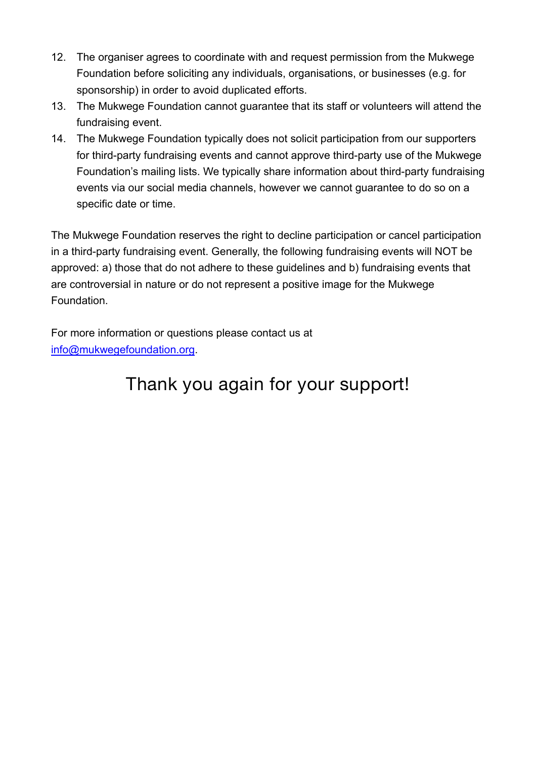12. The organiser agrees to coordinate with and request permission from the Mukwege Foundation before soliciting any individuals, organisations, or businesses (e.g. for sponsorship) in order to avoid duplicated efforts.
13. The Mukwege Foundation cannot guarantee that its staff or volunteers will attend the fundraising event.
14. The Mukwege Foundation typically does not solicit participation from our supporters for third-party fundraising events and cannot approve third-party use of the Mukwege Foundation's mailing lists. We typically share information about third-party fundraising events via our social media channels, however we cannot guarantee to do so on a specific date or time.

The Mukwege Foundation reserves the right to decline participation or cancel participation in a third-party fundraising event. Generally, the following fundraising events will NOT be approved: a) those that do not adhere to these guidelines and b) fundraising events that are controversial in nature or do not represent a positive image for the Mukwege Foundation.

For more information or questions please contact us at [info@mukwegefoundation.org](mailto:info@mukwegefoundation.org).

## Thank you again for your support!